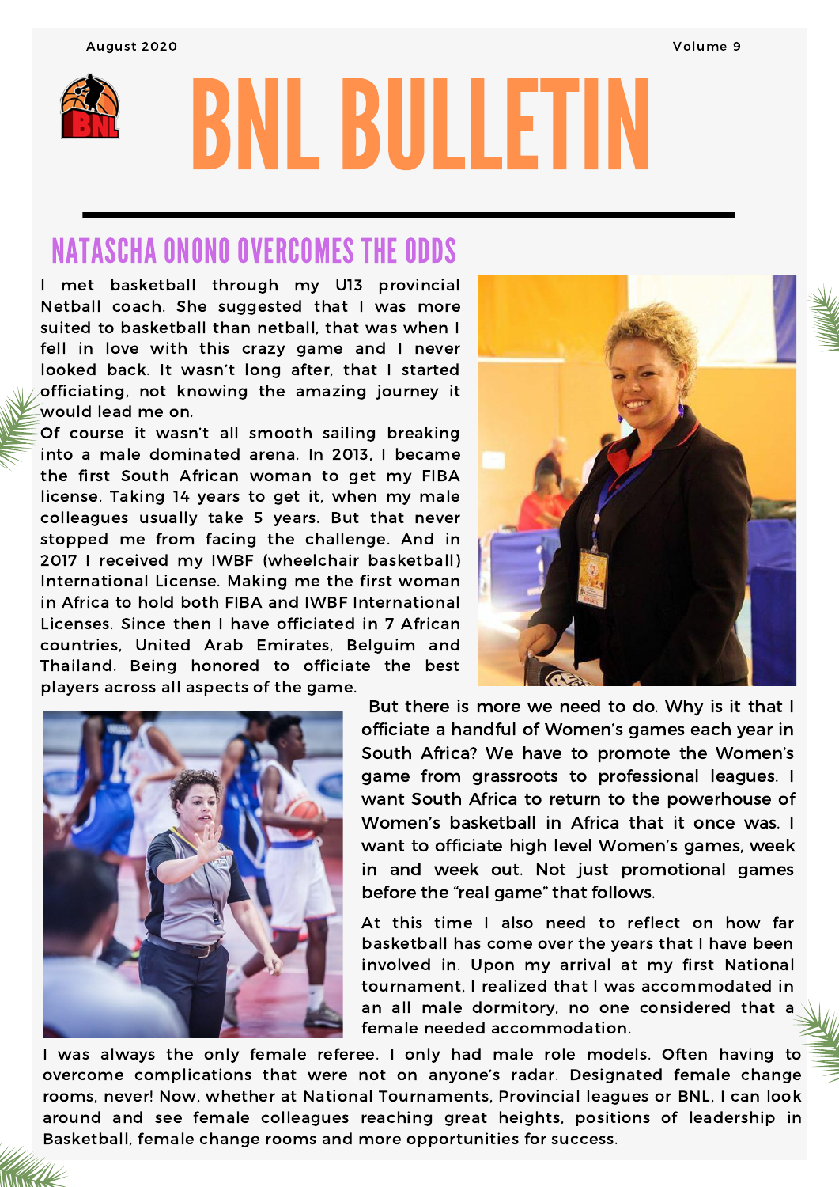August 2020 Volume 9

# BNL BULLETIN

## NATASCHA ONONO OVERCOMES THE ODDS

I met basketball through my U13 provincial Netball coach. She suggested that I was more suited to basketball than netball, that was when I fell in love with this crazy game and I never looked back. It wasn't long after, that I started officiating, not knowing the amazing journey it would lead me on.

Of course it wasn't all smooth sailing breaking into a male dominated arena. In 2013, I became the first South African woman to get my FIBA license. Taking 14 years to get it, when my male colleagues usually take 5 years. But that never stopped me from facing the challenge. And in 2017 I received my IWBF (wheelchair basketball) International License. Making me the first woman in Africa to hold both FIBA and IWBF International Licenses. Since then I have officiated in 7 African countries, United Arab Emirates, Belguim and Thailand. Being honored to officiate the best players across all aspects of the game.

But there is more we need to do. Why is it that I officiate a handful of Women's games each year in South Africa? We have to promote the Women's game from grassroots to professional leagues. I want South Africa to return to the powerhouse of Women's basketball in Africa that it once was. I want to officiate high level Women's games, week in and week out. Not just promotional games before the "real game" that follows.

At this time I also need to reflect on how far basketball has come over the years that I have been involved in. Upon my arrival at my first National tournament, I realized that I was accommodated in an all male dormitory, no one considered that a female needed accommodation.

I was always the only female referee. I only had male role models. Often having to overcome complications that were not on anyone's radar. Designated female change rooms, never! Now, whether at National Tournaments, Provincial leagues or BNL, I can look around and see female colleagues reaching great heights, positions of leadership in Basketball, female change rooms and more opportunities for success.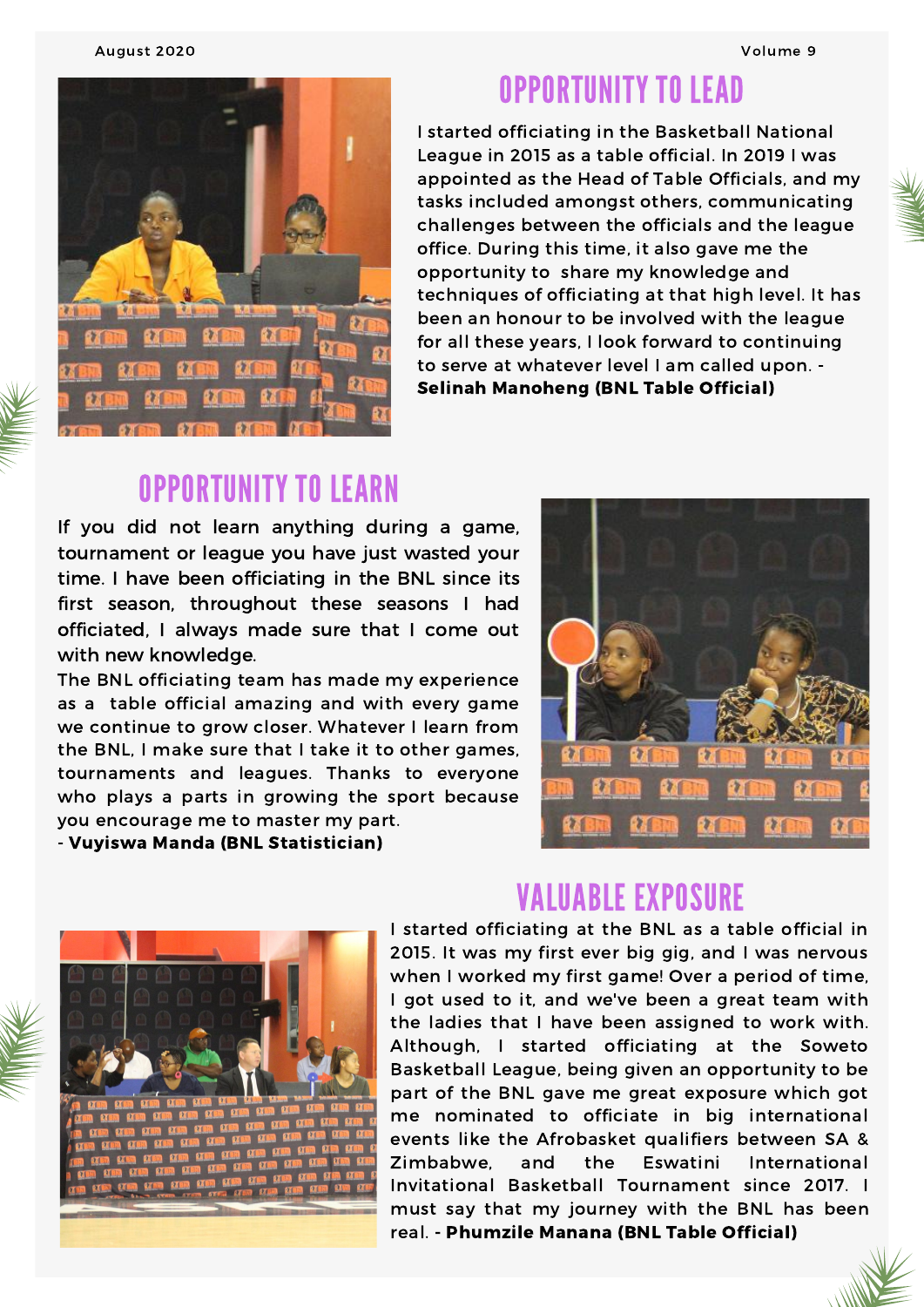## OPPORTUNITY TO LEAD

I started officiating in the Basketball National League in 2015 as a table official. In 2019 I was appointed as the Head of Table Officials, and my tasks included amongst others, communicating challenges between the officials and the league office. During this time, it also gave me the opportunity to share my knowledge and techniques of officiating at that high level. It has been an honour to be involved with the league for all these years, I look forward to continuing to serve at whatever level I am called upon. - **Selinah Manoheng (BNL Table Official)**

## OPPORTUNITY TO LEARN

If you did not learn anything during a game, tournament or league you have just wasted your time. I have been officiating in the BNL since its first season, throughout these seasons I had officiated, I always made sure that I come out with new knowledge.

The BNL officiating team has made my experience as a table official amazing and with every game we continue to grow closer. Whatever I learn from the BNL, I make sure that I take it to other games, tournaments and leagues. Thanks to everyone who plays a parts in growing the sport because you encourage me to master my part.

\- **Vuyiswa Manda (BNL Statistician)**

## VALUABLE EXPOSURE

I started officiating at the BNL as a table official in 2015. It was my first ever big gig, and I was nervous when I worked my first game! Over a period of time, I got used to it, and we've been a great team with the ladies that I have been assigned to work with. Although, I started officiating at the Soweto Basketball League, being given an opportunity to be part of the BNL gave me great exposure which got me nominated to officiate in big international events like the Afrobasket qualifiers between SA & Zimbabwe, and the Eswatini International Invitational Basketball Tournament since 2017. I must say that my journey with the BNL has been real. - **Phumzile Manana (BNL Table Official)**